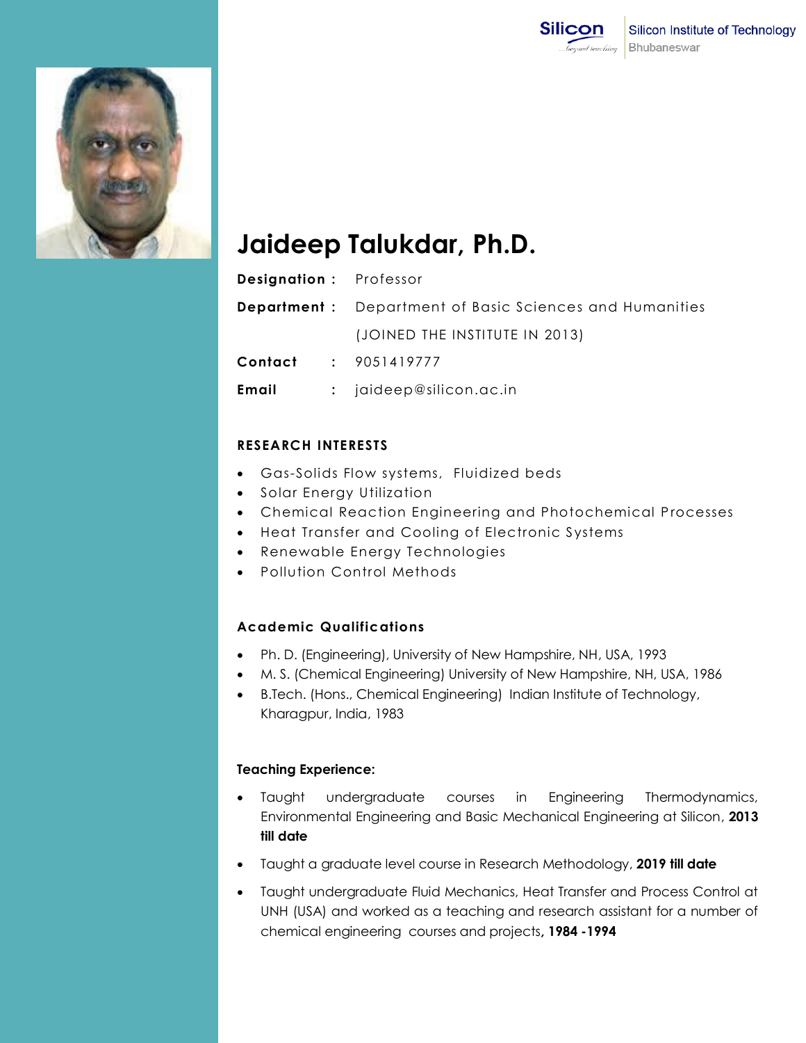Silicon Institute of Technology
Bhubaneswar

# Jaideep Talukdar, Ph.D.

**Designation :** Professor

**Department :** Department of Basic Sciences and Humanities

(JOINED THE INSTITUTE IN 2013)

**Contact :** 9051419777

**Email :** jaideep@silicon.ac.in

## RESEARCH INTERESTS

- Gas-Solids Flow systems, Fluidized beds
- Solar Energy Utilization
- Chemical Reaction Engineering and Photochemical Processes
- Heat Transfer and Cooling of Electronic Systems
- Renewable Energy Technologies
- Pollution Control Methods

## Academic Qualifications

- Ph. D. (Engineering), University of New Hampshire, NH, USA, 1993
- M. S. (Chemical Engineering) University of New Hampshire, NH, USA, 1986
- B.Tech. (Hons., Chemical Engineering) Indian Institute of Technology, Kharagpur, India, 1983

## Teaching Experience:

- Taught undergraduate courses in Engineering Thermodynamics, Environmental Engineering and Basic Mechanical Engineering at Silicon, **2013 till date**
- Taught a graduate level course in Research Methodology, **2019 till date**
- Taught undergraduate Fluid Mechanics, Heat Transfer and Process Control at UNH (USA) and worked as a teaching and research assistant for a number of chemical engineering courses and projects**, 1984 -1994**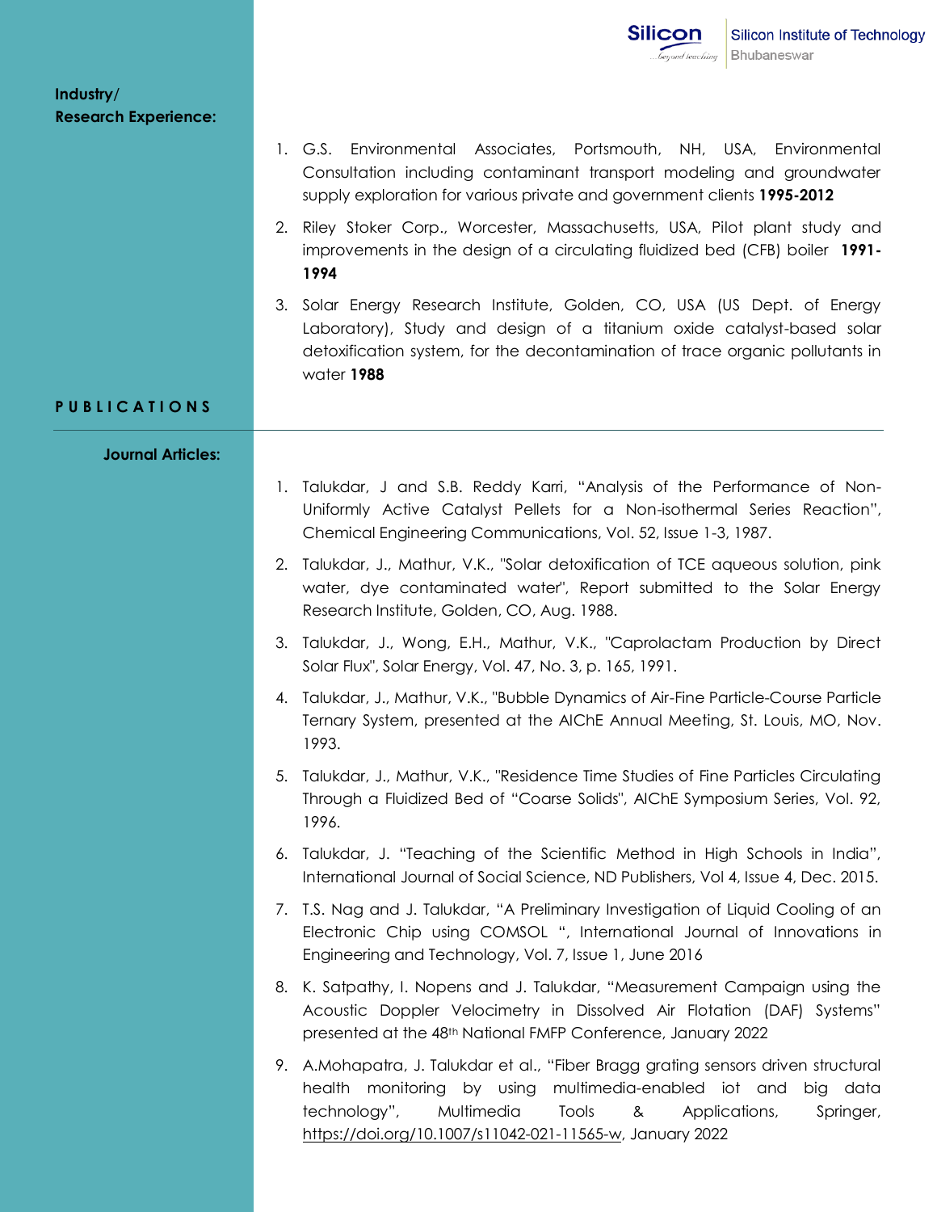## Industry/ Research Experience:

1. G.S. Environmental Associates, Portsmouth, NH, USA, Environmental Consultation including contaminant transport modeling and groundwater supply exploration for various private and government clients **1995-2012**
2. Riley Stoker Corp., Worcester, Massachusetts, USA, Pilot plant study and improvements in the design of a circulating fluidized bed (CFB) boiler **1991-1994**
3. Solar Energy Research Institute, Golden, CO, USA (US Dept. of Energy Laboratory), Study and design of a titanium oxide catalyst-based solar detoxification system, for the decontamination of trace organic pollutants in water **1988**

## PUBLICATIONS

### Journal Articles:

1. Talukdar, J and S.B. Reddy Karri, "Analysis of the Performance of Non-Uniformly Active Catalyst Pellets for a Non-isothermal Series Reaction", Chemical Engineering Communications, Vol. 52, Issue 1-3, 1987.
2. Talukdar, J., Mathur, V.K., "Solar detoxification of TCE aqueous solution, pink water, dye contaminated water", Report submitted to the Solar Energy Research Institute, Golden, CO, Aug. 1988.
3. Talukdar, J., Wong, E.H., Mathur, V.K., "Caprolactam Production by Direct Solar Flux", Solar Energy, Vol. 47, No. 3, p. 165, 1991.
4. Talukdar, J., Mathur, V.K., "Bubble Dynamics of Air-Fine Particle-Course Particle Ternary System, presented at the AIChE Annual Meeting, St. Louis, MO, Nov. 1993.
5. Talukdar, J., Mathur, V.K., "Residence Time Studies of Fine Particles Circulating Through a Fluidized Bed of "Coarse Solids", AIChE Symposium Series, Vol. 92, 1996.
6. Talukdar, J. "Teaching of the Scientific Method in High Schools in India", International Journal of Social Science, ND Publishers, Vol 4, Issue 4, Dec. 2015.
7. T.S. Nag and J. Talukdar, "A Preliminary Investigation of Liquid Cooling of an Electronic Chip using COMSOL ", International Journal of Innovations in Engineering and Technology, Vol. 7, Issue 1, June 2016
8. K. Satpathy, I. Nopens and J. Talukdar, "Measurement Campaign using the Acoustic Doppler Velocimetry in Dissolved Air Flotation (DAF) Systems" presented at the 48th National FMFP Conference, January 2022
9. A.Mohapatra, J. Talukdar et al., "Fiber Bragg grating sensors driven structural health monitoring by using multimedia-enabled iot and big data technology", Multimedia Tools & Applications, Springer, https://doi.org/10.1007/s11042-021-11565-w, January 2022